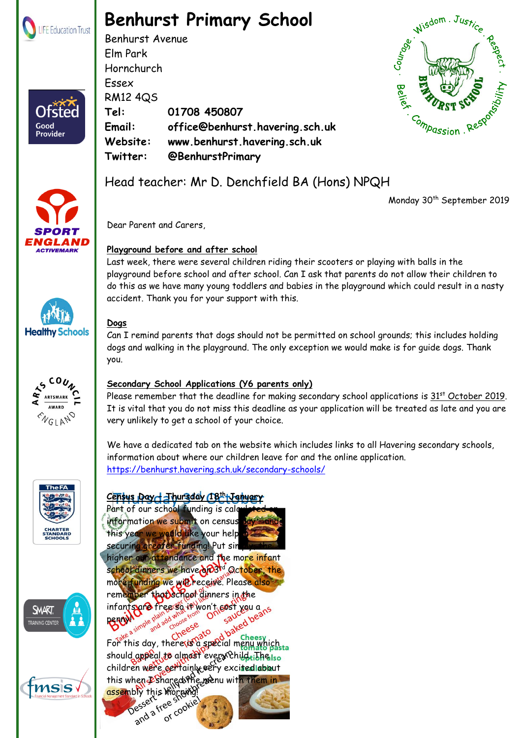# Benhurst Primary School

Benhurst Avenue
Elm Park
Hornchurch
Essex
RM12 4QS

**Tel:** 01708 450807
**Email:** office@benhurst.havering.sch.uk
**Website:** www.benhurst.havering.sch.uk
**Twitter:** @BenhurstPrimary

Head teacher: Mr D. Denchfield BA (Hons) NPQH

Monday 30th September 2019

Dear Parent and Carers,

**Playground before and after school**

Last week, there were several children riding their scooters or playing with balls in the playground before school and after school. Can I ask that parents do not allow their children to do this as we have many young toddlers and babies in the playground which could result in a nasty accident. Thank you for your support with this.

**Dogs**

Can I remind parents that dogs should not be permitted on school grounds; this includes holding dogs and walking in the playground. The only exception we would make is for guide dogs. Thank you.

**Secondary School Applications (Y6 parents only)**

Please remember that the deadline for making secondary school applications is 31st October 2019. It is vital that you do not miss this deadline as your application will be treated as late and you are very unlikely to get a school of your choice.

We have a dedicated tab on the website which includes links to all Havering secondary schools, information about where our children leave for and the online application.
https://benhurst.havering.sch.uk/secondary-schools/

**Census Day – Thursday 18th January**

Thursday 3rd October

Part of our school funding is calculated on information we submit on census day – and this year we would like your help in securing greater funding! Put simply, the higher our attendance and the more infant school dinners we have on 3rd October, the more funding we will receive. Please also remember that school dinners in the infants are free so it won't cost you a penny!

For this day, there is a special menu which should appeal to almost every child. The children were certainly very excited about this when I shared the menu with them in assembly this morning!

Build a burger day!
Take a simple plain burger (beef or vegetarian) and add what you like!
Choose from: Onion rings, Cheese, Tomato sauce, Bacon, Lettuce, Tomato, Baked beans
All served with chips and
Cheesy tomato pasta option also available
Dessert – jelly and ice cream and a free shortbread or cookie!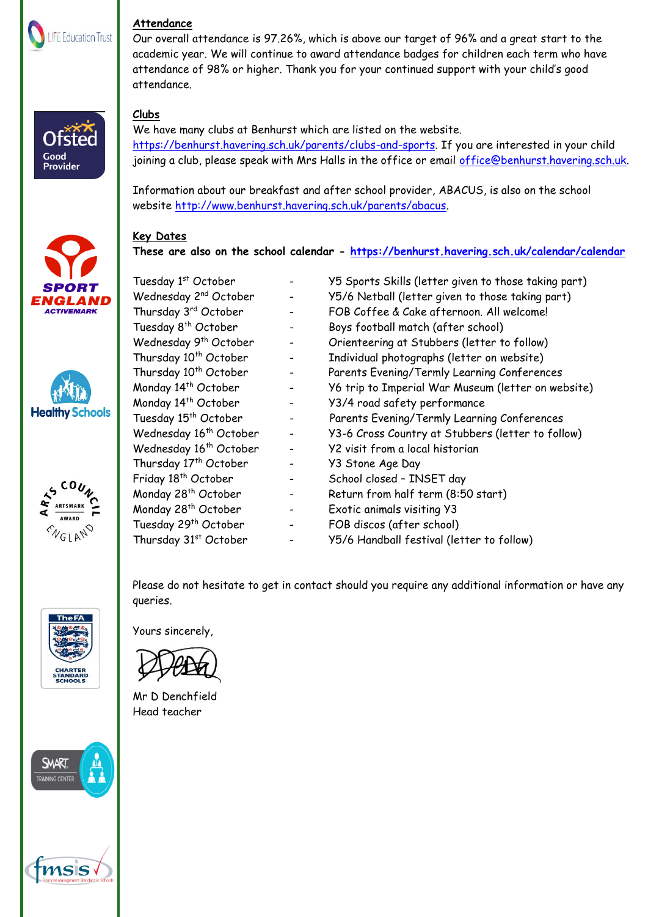## Attendance

Our overall attendance is 97.26%, which is above our target of 96% and a great start to the academic year. We will continue to award attendance badges for children each term who have attendance of 98% or higher. Thank you for your continued support with your child's good attendance.

## Clubs

We have many clubs at Benhurst which are listed on the website. https://benhurst.havering.sch.uk/parents/clubs-and-sports. If you are interested in your child joining a club, please speak with Mrs Halls in the office or email office@benhurst.havering.sch.uk.

Information about our breakfast and after school provider, ABACUS, is also on the school website http://www.benhurst.havering.sch.uk/parents/abacus.

## Key Dates

**These are also on the school calendar - https://benhurst.havering.sch.uk/calendar/calendar**

| | | |
|---|---|---|
| Tuesday 1st October | - | Y5 Sports Skills (letter given to those taking part) |
| Wednesday 2nd October | - | Y5/6 Netball (letter given to those taking part) |
| Thursday 3rd October | - | FOB Coffee & Cake afternoon. All welcome! |
| Tuesday 8th October | - | Boys football match (after school) |
| Wednesday 9th October | - | Orienteering at Stubbers (letter to follow) |
| Thursday 10th October | - | Individual photographs (letter on website) |
| Thursday 10th October | - | Parents Evening/Termly Learning Conferences |
| Monday 14th October | - | Y6 trip to Imperial War Museum (letter on website) |
| Monday 14th October | - | Y3/4 road safety performance |
| Tuesday 15th October | - | Parents Evening/Termly Learning Conferences |
| Wednesday 16th October | - | Y3-6 Cross Country at Stubbers (letter to follow) |
| Wednesday 16th October | - | Y2 visit from a local historian |
| Thursday 17th October | - | Y3 Stone Age Day |
| Friday 18th October | - | School closed – INSET day |
| Monday 28th October | - | Return from half term (8:50 start) |
| Monday 28th October | - | Exotic animals visiting Y3 |
| Tuesday 29th October | - | FOB discos (after school) |
| Thursday 31st October | - | Y5/6 Handball festival (letter to follow) |

Please do not hesitate to get in contact should you require any additional information or have any queries.

Yours sincerely,

Mr D Denchfield
Head teacher